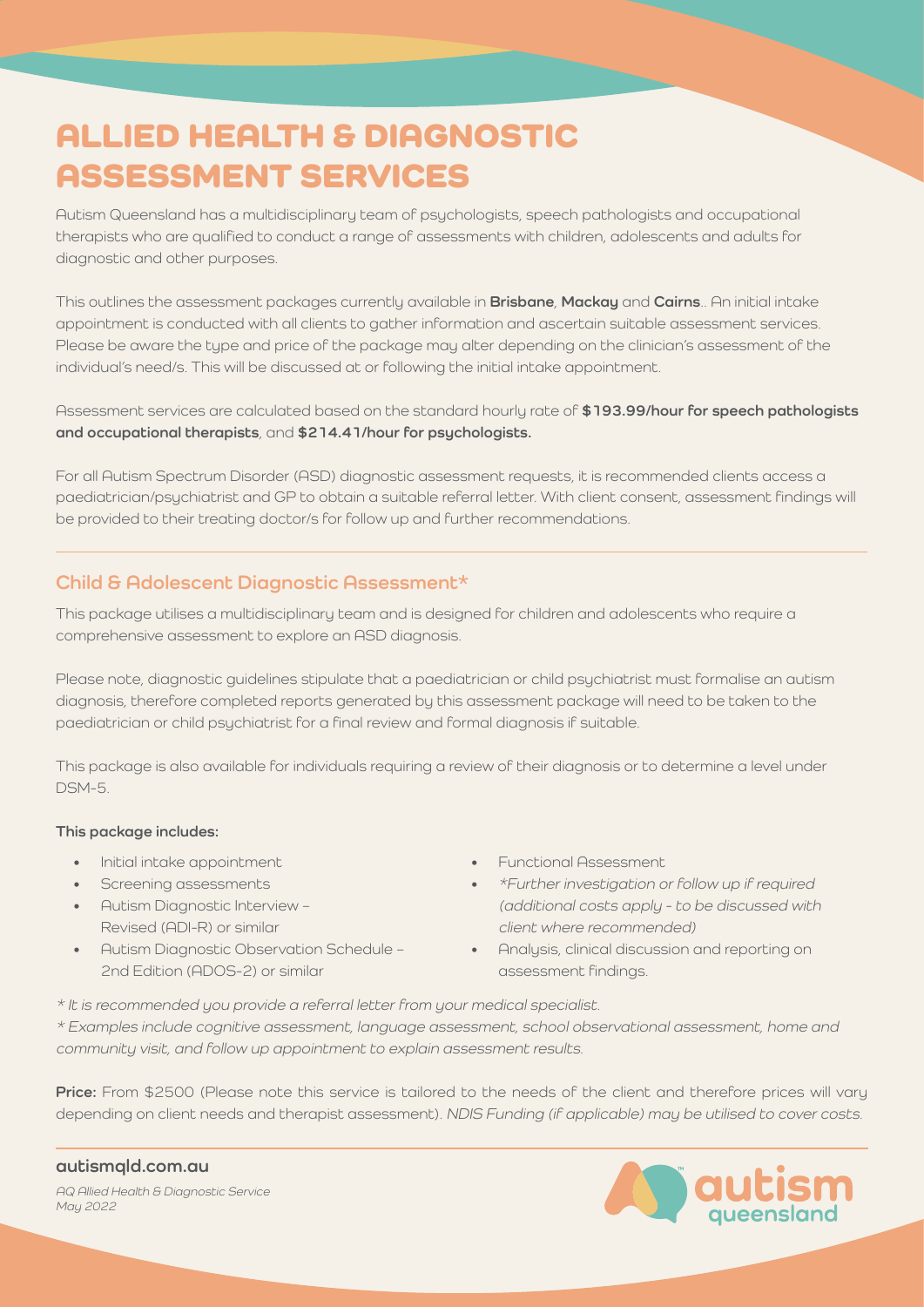# ALLIED HEALTH & DIAGNOSTIC ASSESSMENT SERVICES

Autism Queensland has a multidisciplinary team of psychologists, speech pathologists and occupational therapists who are qualified to conduct a range of assessments with children, adolescents and adults for diagnostic and other purposes.

This outlines the assessment packages currently available in **Brisbane**, **Mackay** and **Cairns**.. An initial intake appointment is conducted with all clients to gather information and ascertain suitable assessment services. Please be aware the type and price of the package may alter depending on the clinician's assessment of the individual's need/s. This will be discussed at or following the initial intake appointment.

Assessment services are calculated based on the standard hourly rate of **$193.99/hour for speech pathologists and occupational therapists**, and **$214.41/hour for psychologists.**

For all Autism Spectrum Disorder (ASD) diagnostic assessment requests, it is recommended clients access a paediatrician/psychiatrist and GP to obtain a suitable referral letter. With client consent, assessment findings will be provided to their treating doctor/s for follow up and further recommendations.

---

## Child & Adolescent Diagnostic Assessment*

This package utilises a multidisciplinary team and is designed for children and adolescents who require a comprehensive assessment to explore an ASD diagnosis.

Please note, diagnostic guidelines stipulate that a paediatrician or child psychiatrist must formalise an autism diagnosis, therefore completed reports generated by this assessment package will need to be taken to the paediatrician or child psychiatrist for a final review and formal diagnosis if suitable.

This package is also available for individuals requiring a review of their diagnosis or to determine a level under DSM-5.

**This package includes:**

- Initial intake appointment
- Screening assessments
- Autism Diagnostic Interview – Revised (ADI-R) or similar
- Autism Diagnostic Observation Schedule – 2nd Edition (ADOS-2) or similar
- Functional Assessment
- *\*Further investigation or follow up if required (additional costs apply - to be discussed with client where recommended)*
- Analysis, clinical discussion and reporting on assessment findings.

*\* It is recommended you provide a referral letter from your medical specialist.*
*\* Examples include cognitive assessment, language assessment, school observational assessment, home and community visit, and follow up appointment to explain assessment results.*

**Price:** From $2500 (Please note this service is tailored to the needs of the client and therefore prices will vary depending on client needs and therapist assessment). *NDIS Funding (if applicable) may be utilised to cover costs.*

---

**autismqld.com.au**

*AQ Allied Health & Diagnostic Service*
*May 2022*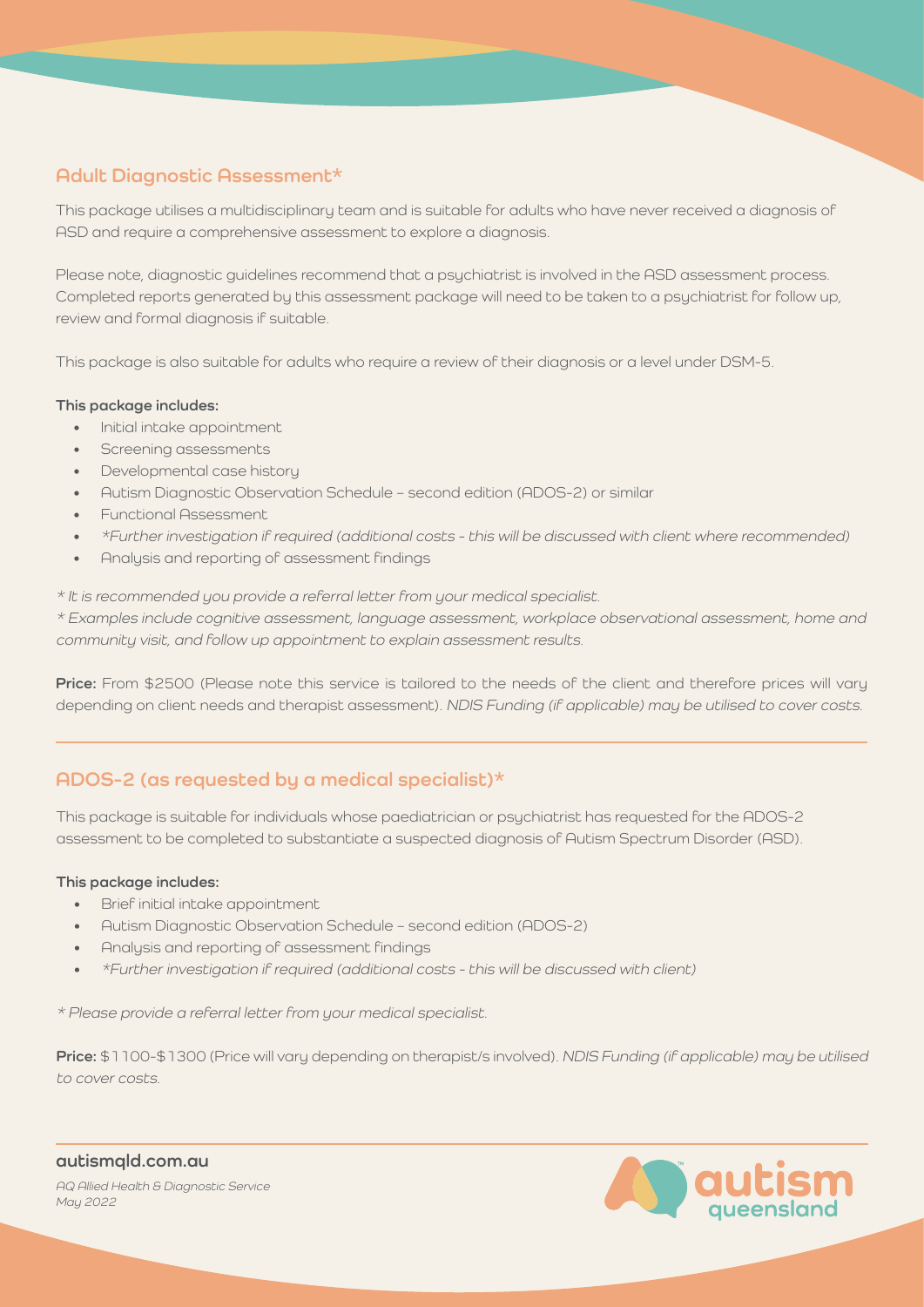## Adult Diagnostic Assessment*

This package utilises a multidisciplinary team and is suitable for adults who have never received a diagnosis of ASD and require a comprehensive assessment to explore a diagnosis.

Please note, diagnostic guidelines recommend that a psychiatrist is involved in the ASD assessment process. Completed reports generated by this assessment package will need to be taken to a psychiatrist for follow up, review and formal diagnosis if suitable.

This package is also suitable for adults who require a review of their diagnosis or a level under DSM-5.

**This package includes:**

- Initial intake appointment
- Screening assessments
- Developmental case history
- Autism Diagnostic Observation Schedule – second edition (ADOS-2) or similar
- Functional Assessment
- *\*Further investigation if required (additional costs - this will be discussed with client where recommended)*
- Analysis and reporting of assessment findings

*\* It is recommended you provide a referral letter from your medical specialist.*
*\* Examples include cognitive assessment, language assessment, workplace observational assessment, home and community visit, and follow up appointment to explain assessment results.*

**Price:** From $2500 (Please note this service is tailored to the needs of the client and therefore prices will vary depending on client needs and therapist assessment). *NDIS Funding (if applicable) may be utilised to cover costs.*

---

## ADOS-2 (as requested by a medical specialist)*

This package is suitable for individuals whose paediatrician or psychiatrist has requested for the ADOS-2 assessment to be completed to substantiate a suspected diagnosis of Autism Spectrum Disorder (ASD).

**This package includes:**

- Brief initial intake appointment
- Autism Diagnostic Observation Schedule – second edition (ADOS-2)
- Analysis and reporting of assessment findings
- *\*Further investigation if required (additional costs - this will be discussed with client)*

*\* Please provide a referral letter from your medical specialist.*

**Price:** $1100-$1300 (Price will vary depending on therapist/s involved). *NDIS Funding (if applicable) may be utilised to cover costs.*

---

**autismqld.com.au**

*AQ Allied Health & Diagnostic Service*
*May 2022*

autism queensland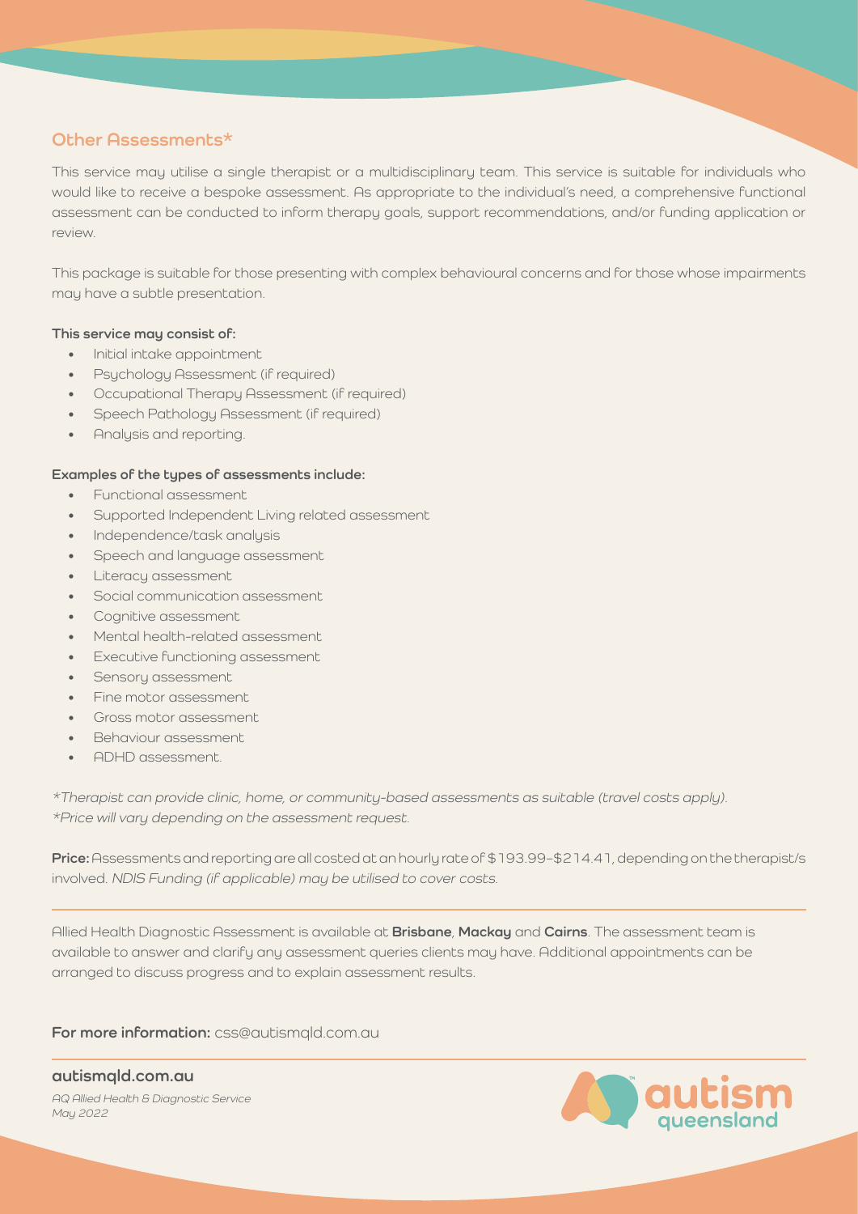## Other Assessments*

This service may utilise a single therapist or a multidisciplinary team. This service is suitable for individuals who would like to receive a bespoke assessment. As appropriate to the individual's need, a comprehensive functional assessment can be conducted to inform therapy goals, support recommendations, and/or funding application or review.

This package is suitable for those presenting with complex behavioural concerns and for those whose impairments may have a subtle presentation.

**This service may consist of:**

- Initial intake appointment
- Psychology Assessment (if required)
- Occupational Therapy Assessment (if required)
- Speech Pathology Assessment (if required)
- Analysis and reporting.

**Examples of the types of assessments include:**

- Functional assessment
- Supported Independent Living related assessment
- Independence/task analysis
- Speech and language assessment
- Literacy assessment
- Social communication assessment
- Cognitive assessment
- Mental health-related assessment
- Executive functioning assessment
- Sensory assessment
- Fine motor assessment
- Gross motor assessment
- Behaviour assessment
- ADHD assessment.

*\*Therapist can provide clinic, home, or community-based assessments as suitable (travel costs apply).*
*\*Price will vary depending on the assessment request.*

**Price:** Assessments and reporting are all costed at an hourly rate of $193.99-$214.41, depending on the therapist/s involved. *NDIS Funding (if applicable) may be utilised to cover costs.*

---

Allied Health Diagnostic Assessment is available at **Brisbane**, **Mackay** and **Cairns**. The assessment team is available to answer and clarify any assessment queries clients may have. Additional appointments can be arranged to discuss progress and to explain assessment results.

**For more information:** css@autismqld.com.au

---

**autismqld.com.au**

*AQ Allied Health & Diagnostic Service*
*May 2022*

autism queensland